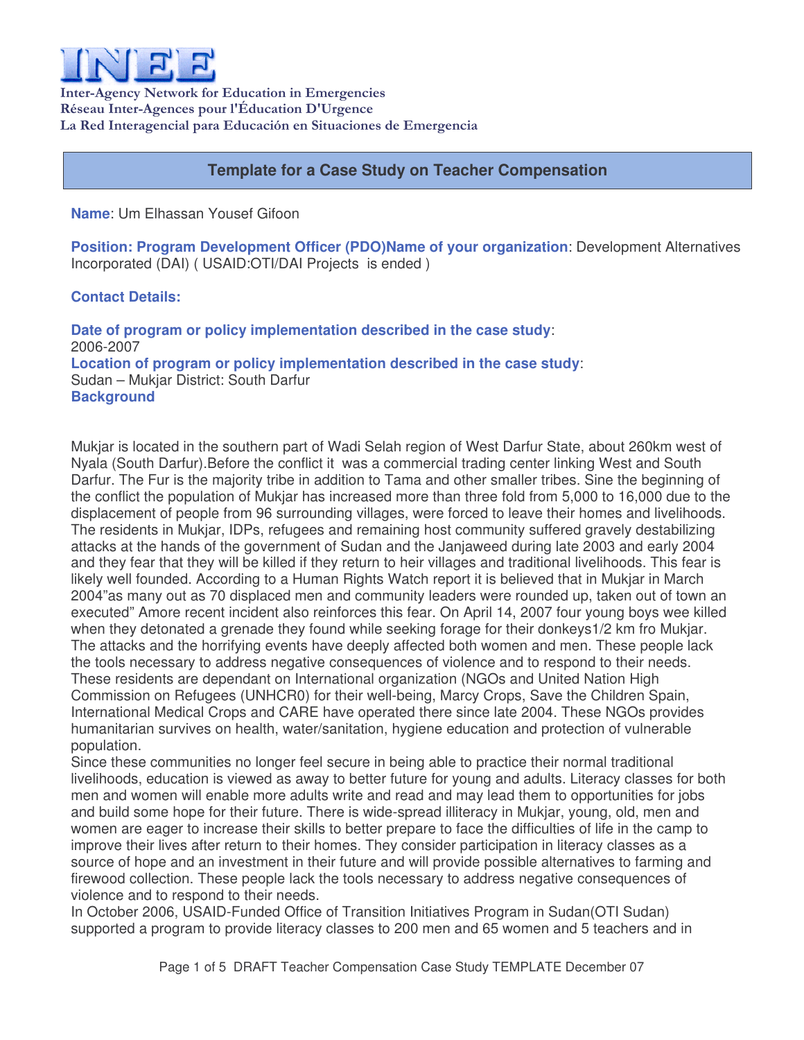# INEE

**Inter-Agency Network for Education in Emergencies**
**Réseau Inter-Agences pour l'Éducation D'Urgence**
**La Red Interagencial para Educación en Situaciones de Emergencia**

## Template for a Case Study on Teacher Compensation

**Name**: Um Elhassan Yousef Gifoon

**Position: Program Development Officer (PDO)Name of your organization**: Development Alternatives Incorporated (DAI) ( USAID:OTI/DAI Projects is ended )

**Contact Details:**

**Date of program or policy implementation described in the case study**:
2006-2007
**Location of program or policy implementation described in the case study**:
Sudan – Mukjar District: South Darfur
**Background**

Mukjar is located in the southern part of Wadi Selah region of West Darfur State, about 260km west of Nyala (South Darfur).Before the conflict it was a commercial trading center linking West and South Darfur. The Fur is the majority tribe in addition to Tama and other smaller tribes. Sine the beginning of the conflict the population of Mukjar has increased more than three fold from 5,000 to 16,000 due to the displacement of people from 96 surrounding villages, were forced to leave their homes and livelihoods. The residents in Mukjar, IDPs, refugees and remaining host community suffered gravely destabilizing attacks at the hands of the government of Sudan and the Janjaweed during late 2003 and early 2004 and they fear that they will be killed if they return to heir villages and traditional livelihoods. This fear is likely well founded. According to a Human Rights Watch report it is believed that in Mukjar in March 2004"as many out as 70 displaced men and community leaders were rounded up, taken out of town an executed" Amore recent incident also reinforces this fear. On April 14, 2007 four young boys wee killed when they detonated a grenade they found while seeking forage for their donkeys1/2 km fro Mukjar. The attacks and the horrifying events have deeply affected both women and men. These people lack the tools necessary to address negative consequences of violence and to respond to their needs. These residents are dependant on International organization (NGOs and United Nation High Commission on Refugees (UNHCR0) for their well-being, Marcy Crops, Save the Children Spain, International Medical Crops and CARE have operated there since late 2004. These NGOs provides humanitarian survives on health, water/sanitation, hygiene education and protection of vulnerable population.
Since these communities no longer feel secure in being able to practice their normal traditional livelihoods, education is viewed as away to better future for young and adults. Literacy classes for both men and women will enable more adults write and read and may lead them to opportunities for jobs and build some hope for their future. There is wide-spread illiteracy in Mukjar, young, old, men and women are eager to increase their skills to better prepare to face the difficulties of life in the camp to improve their lives after return to their homes. They consider participation in literacy classes as a source of hope and an investment in their future and will provide possible alternatives to farming and firewood collection. These people lack the tools necessary to address negative consequences of violence and to respond to their needs.
In October 2006, USAID-Funded Office of Transition Initiatives Program in Sudan(OTI Sudan) supported a program to provide literacy classes to 200 men and 65 women and 5 teachers and in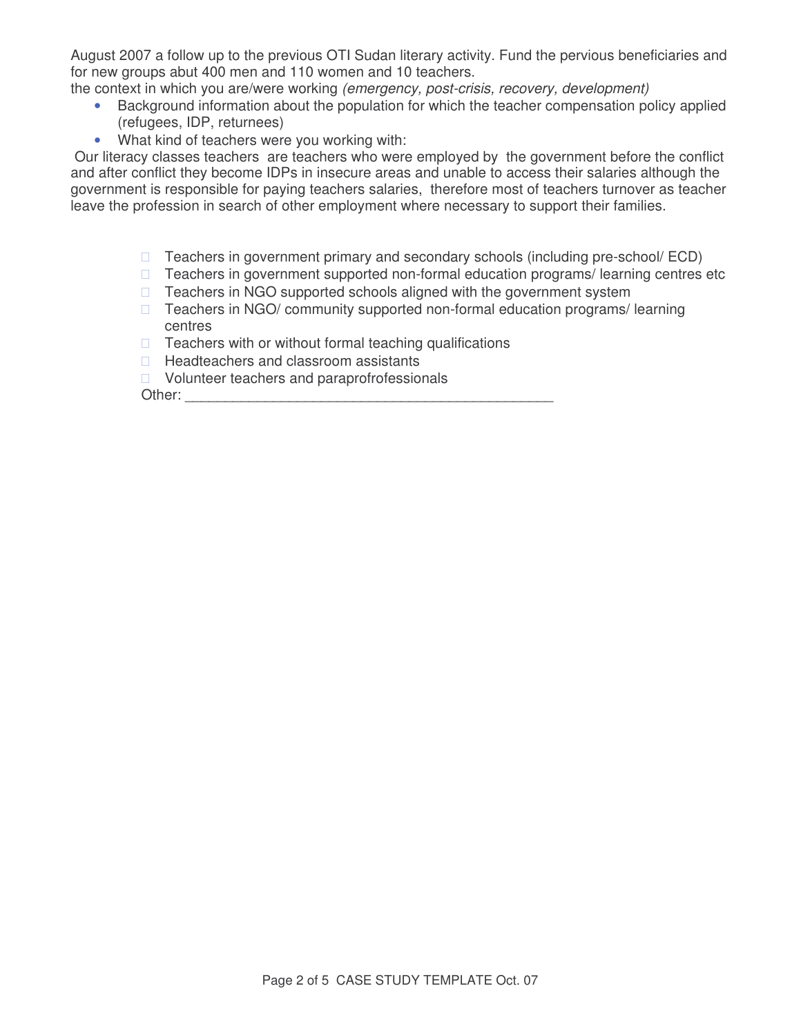August 2007 a follow up to the previous OTI Sudan literary activity. Fund the pervious beneficiaries and for new groups abut 400 men and 110 women and 10 teachers.

the context in which you are/were working *(emergency, post-crisis, recovery, development)*

- Background information about the population for which the teacher compensation policy applied (refugees, IDP, returnees)
- What kind of teachers were you working with:

Our literacy classes teachers are teachers who were employed by the government before the conflict and after conflict they become IDPs in insecure areas and unable to access their salaries although the government is responsible for paying teachers salaries, therefore most of teachers turnover as teacher leave the profession in search of other employment where necessary to support their families.

- ☐ Teachers in government primary and secondary schools (including pre-school/ ECD)
- ☐ Teachers in government supported non-formal education programs/ learning centres etc
- ☐ Teachers in NGO supported schools aligned with the government system
- ☐ Teachers in NGO/ community supported non-formal education programs/ learning centres
- ☐ Teachers with or without formal teaching qualifications
- ☐ Headteachers and classroom assistants
- ☐ Volunteer teachers and paraprofrofessionals

Other: _______________________________________________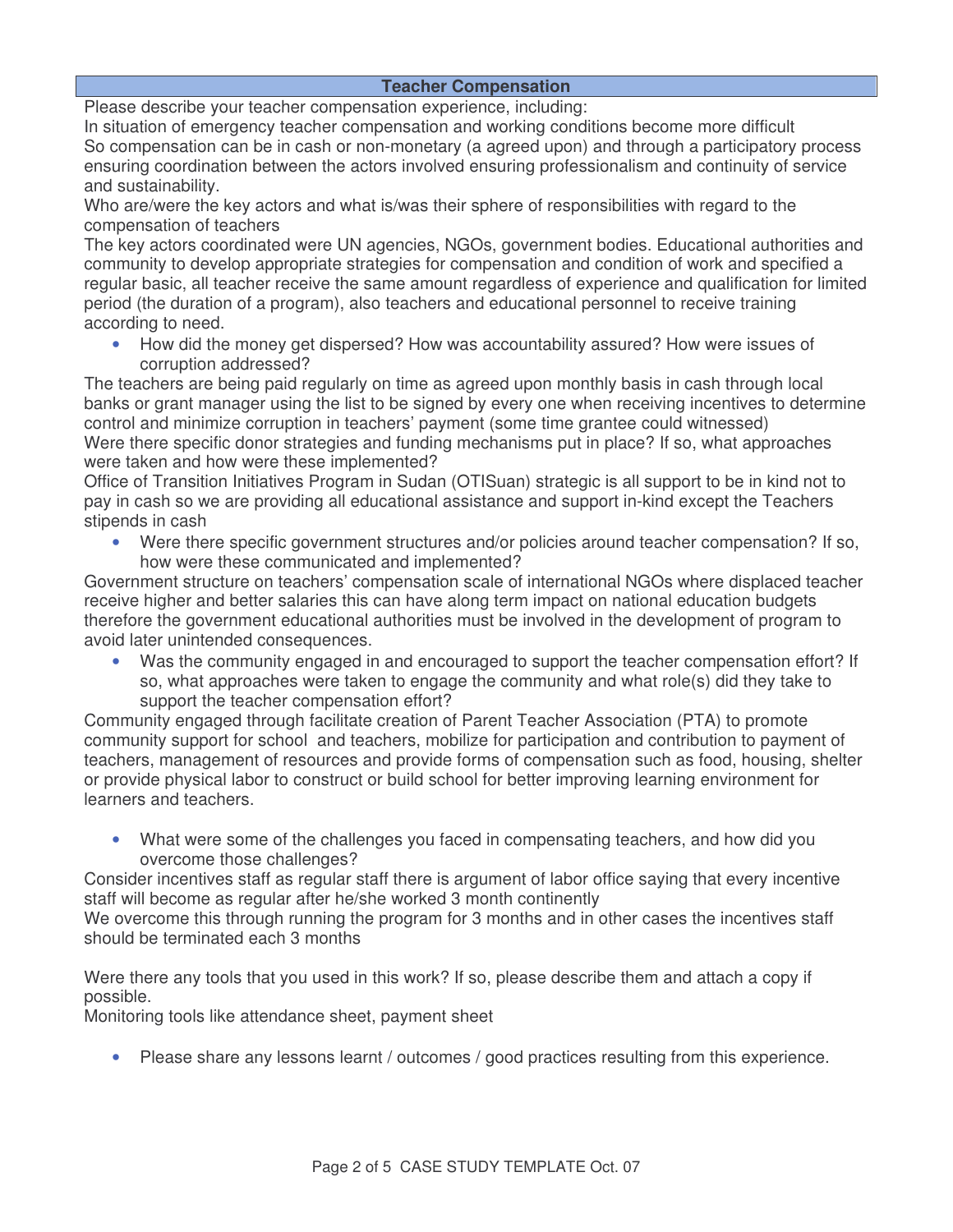## Teacher Compensation

Please describe your teacher compensation experience, including:

In situation of emergency teacher compensation and working conditions become more difficult

So compensation can be in cash or non-monetary (a agreed upon) and through a participatory process ensuring coordination between the actors involved ensuring professionalism and continuity of service and sustainability.

Who are/were the key actors and what is/was their sphere of responsibilities with regard to the compensation of teachers

The key actors coordinated were UN agencies, NGOs, government bodies. Educational authorities and community to develop appropriate strategies for compensation and condition of work and specified a regular basic, all teacher receive the same amount regardless of experience and qualification for limited period (the duration of a program), also teachers and educational personnel to receive training according to need.

- How did the money get dispersed? How was accountability assured? How were issues of corruption addressed?

The teachers are being paid regularly on time as agreed upon monthly basis in cash through local banks or grant manager using the list to be signed by every one when receiving incentives to determine control and minimize corruption in teachers' payment (some time grantee could witnessed)

Were there specific donor strategies and funding mechanisms put in place? If so, what approaches were taken and how were these implemented?

Office of Transition Initiatives Program in Sudan (OTISuan) strategic is all support to be in kind not to pay in cash so we are providing all educational assistance and support in-kind except the Teachers stipends in cash

- Were there specific government structures and/or policies around teacher compensation? If so, how were these communicated and implemented?

Government structure on teachers' compensation scale of international NGOs where displaced teacher receive higher and better salaries this can have along term impact on national education budgets therefore the government educational authorities must be involved in the development of program to avoid later unintended consequences.

- Was the community engaged in and encouraged to support the teacher compensation effort? If so, what approaches were taken to engage the community and what role(s) did they take to support the teacher compensation effort?

Community engaged through facilitate creation of Parent Teacher Association (PTA) to promote community support for school and teachers, mobilize for participation and contribution to payment of teachers, management of resources and provide forms of compensation such as food, housing, shelter or provide physical labor to construct or build school for better improving learning environment for learners and teachers.

- What were some of the challenges you faced in compensating teachers, and how did you overcome those challenges?

Consider incentives staff as regular staff there is argument of labor office saying that every incentive staff will become as regular after he/she worked 3 month continently

We overcome this through running the program for 3 months and in other cases the incentives staff should be terminated each 3 months

Were there any tools that you used in this work? If so, please describe them and attach a copy if possible.

Monitoring tools like attendance sheet, payment sheet

- Please share any lessons learnt / outcomes / good practices resulting from this experience.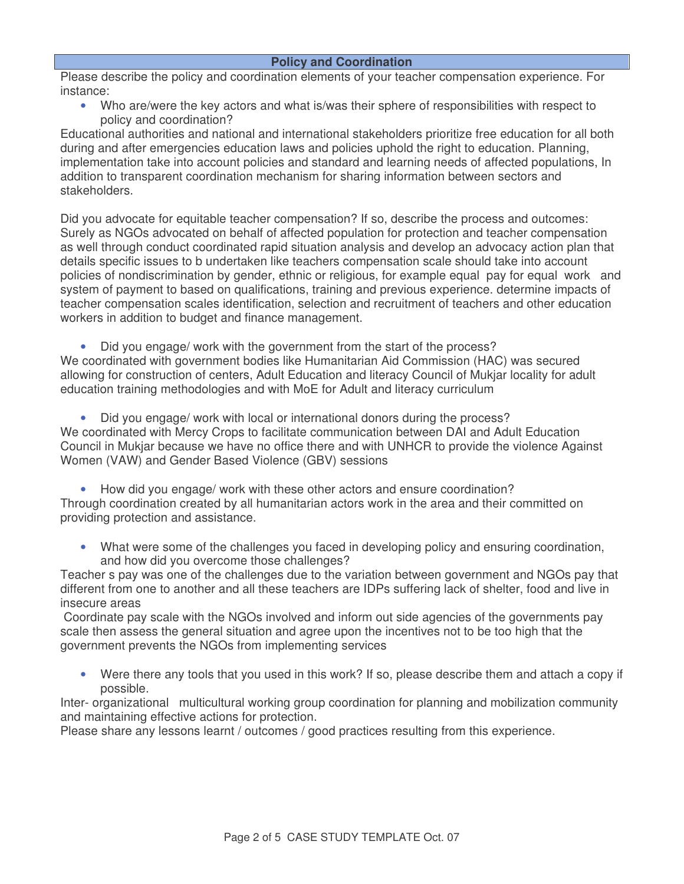## Policy and Coordination

Please describe the policy and coordination elements of your teacher compensation experience. For instance:

- Who are/were the key actors and what is/was their sphere of responsibilities with respect to policy and coordination?

Educational authorities and national and international stakeholders prioritize free education for all both during and after emergencies education laws and policies uphold the right to education. Planning, implementation take into account policies and standard and learning needs of affected populations, In addition to transparent coordination mechanism for sharing information between sectors and stakeholders.

Did you advocate for equitable teacher compensation? If so, describe the process and outcomes: Surely as NGOs advocated on behalf of affected population for protection and teacher compensation as well through conduct coordinated rapid situation analysis and develop an advocacy action plan that details specific issues to b undertaken like teachers compensation scale should take into account policies of nondiscrimination by gender, ethnic or religious, for example equal pay for equal work and system of payment to based on qualifications, training and previous experience. determine impacts of teacher compensation scales identification, selection and recruitment of teachers and other education workers in addition to budget and finance management.

- Did you engage/ work with the government from the start of the process?

We coordinated with government bodies like Humanitarian Aid Commission (HAC) was secured allowing for construction of centers, Adult Education and literacy Council of Mukjar locality for adult education training methodologies and with MoE for Adult and literacy curriculum

- Did you engage/ work with local or international donors during the process?

We coordinated with Mercy Crops to facilitate communication between DAI and Adult Education Council in Mukjar because we have no office there and with UNHCR to provide the violence Against Women (VAW) and Gender Based Violence (GBV) sessions

- How did you engage/ work with these other actors and ensure coordination?

Through coordination created by all humanitarian actors work in the area and their committed on providing protection and assistance.

- What were some of the challenges you faced in developing policy and ensuring coordination, and how did you overcome those challenges?

Teacher s pay was one of the challenges due to the variation between government and NGOs pay that different from one to another and all these teachers are IDPs suffering lack of shelter, food and live in insecure areas

Coordinate pay scale with the NGOs involved and inform out side agencies of the governments pay scale then assess the general situation and agree upon the incentives not to be too high that the government prevents the NGOs from implementing services

- Were there any tools that you used in this work? If so, please describe them and attach a copy if possible.

Inter- organizational multicultural working group coordination for planning and mobilization community and maintaining effective actions for protection.

Please share any lessons learnt / outcomes / good practices resulting from this experience.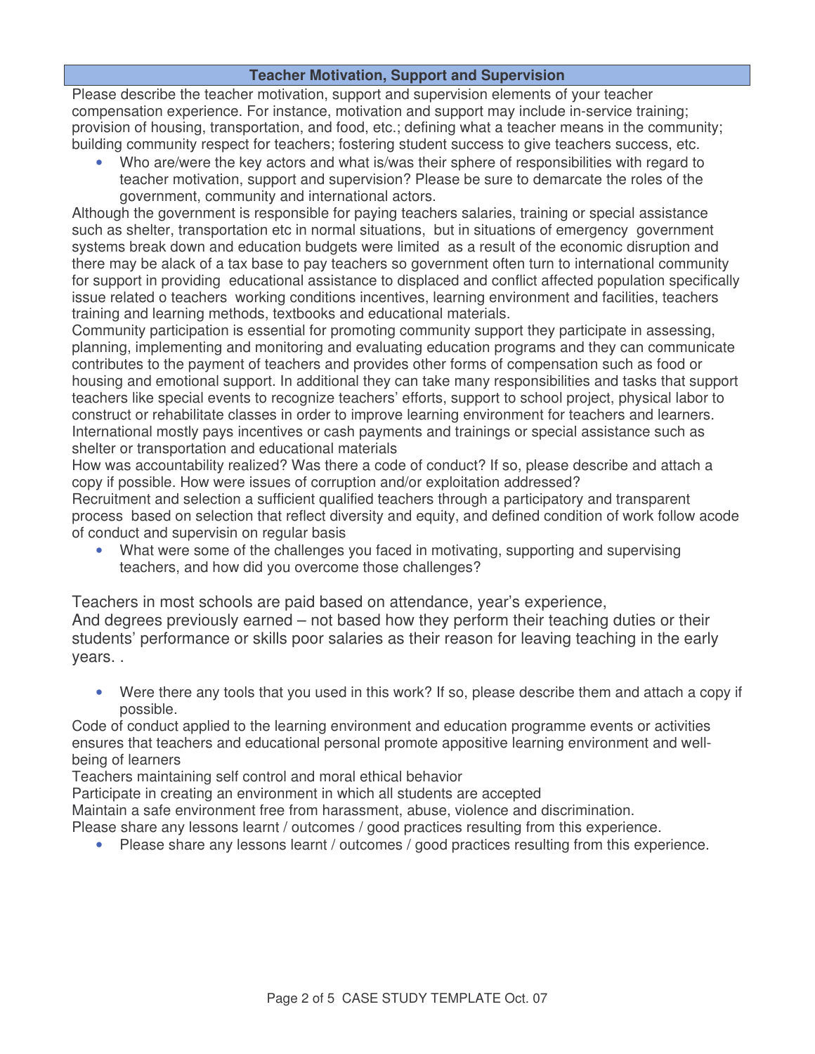## Teacher Motivation, Support and Supervision

Please describe the teacher motivation, support and supervision elements of your teacher compensation experience. For instance, motivation and support may include in-service training; provision of housing, transportation, and food, etc.; defining what a teacher means in the community; building community respect for teachers; fostering student success to give teachers success, etc.

- Who are/were the key actors and what is/was their sphere of responsibilities with regard to teacher motivation, support and supervision? Please be sure to demarcate the roles of the government, community and international actors.

Although the government is responsible for paying teachers salaries, training or special assistance such as shelter, transportation etc in normal situations, but in situations of emergency government systems break down and education budgets were limited as a result of the economic disruption and there may be alack of a tax base to pay teachers so government often turn to international community for support in providing educational assistance to displaced and conflict affected population specifically issue related o teachers working conditions incentives, learning environment and facilities, teachers training and learning methods, textbooks and educational materials.

Community participation is essential for promoting community support they participate in assessing, planning, implementing and monitoring and evaluating education programs and they can communicate contributes to the payment of teachers and provides other forms of compensation such as food or housing and emotional support. In additional they can take many responsibilities and tasks that support teachers like special events to recognize teachers' efforts, support to school project, physical labor to construct or rehabilitate classes in order to improve learning environment for teachers and learners.

International mostly pays incentives or cash payments and trainings or special assistance such as shelter or transportation and educational materials

How was accountability realized? Was there a code of conduct? If so, please describe and attach a copy if possible. How were issues of corruption and/or exploitation addressed?

Recruitment and selection a sufficient qualified teachers through a participatory and transparent process based on selection that reflect diversity and equity, and defined condition of work follow acode of conduct and supervisin on regular basis

- What were some of the challenges you faced in motivating, supporting and supervising teachers, and how did you overcome those challenges?

Teachers in most schools are paid based on attendance, year's experience, And degrees previously earned – not based how they perform their teaching duties or their students' performance or skills poor salaries as their reason for leaving teaching in the early years. .

- Were there any tools that you used in this work? If so, please describe them and attach a copy if possible.

Code of conduct applied to the learning environment and education programme events or activities ensures that teachers and educational personal promote appositive learning environment and well-being of learners

Teachers maintaining self control and moral ethical behavior

Participate in creating an environment in which all students are accepted

Maintain a safe environment free from harassment, abuse, violence and discrimination.

Please share any lessons learnt / outcomes / good practices resulting from this experience.

- Please share any lessons learnt / outcomes / good practices resulting from this experience.